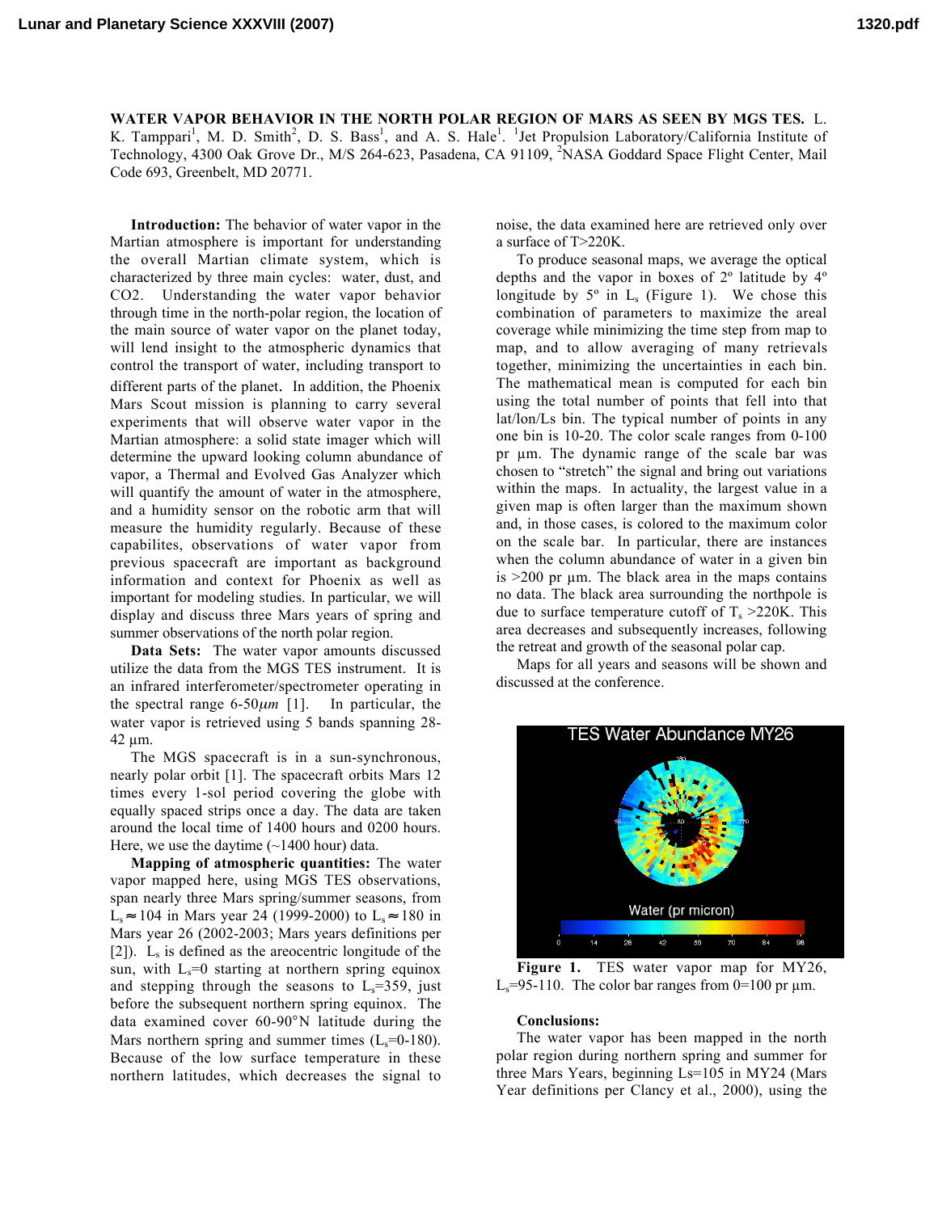**WATER VAPOR BEHAVIOR IN THE NORTH POLAR REGION OF MARS AS SEEN BY MGS TES.** L. K. Tamppari[1], M. D. Smith[2], D. S. Bass[1], and A. S. Hale[1]. [1]Jet Propulsion Laboratory/California Institute of Technology, 4300 Oak Grove Dr., M/S 264-623, Pasadena, CA 91109, [2]NASA Goddard Space Flight Center, Mail Code 693, Greenbelt, MD 20771.

**Introduction:** The behavior of water vapor in the Martian atmosphere is important for understanding the overall Martian climate system, which is characterized by three main cycles: water, dust, and CO2. Understanding the water vapor behavior through time in the north-polar region, the location of the main source of water vapor on the planet today, will lend insight to the atmospheric dynamics that control the transport of water, including transport to different parts of the planet. In addition, the Phoenix Mars Scout mission is planning to carry several experiments that will observe water vapor in the Martian atmosphere: a solid state imager which will determine the upward looking column abundance of vapor, a Thermal and Evolved Gas Analyzer which will quantify the amount of water in the atmosphere, and a humidity sensor on the robotic arm that will measure the humidity regularly. Because of these capabilites, observations of water vapor from previous spacecraft are important as background information and context for Phoenix as well as important for modeling studies. In particular, we will display and discuss three Mars years of spring and summer observations of the north polar region.

**Data Sets:** The water vapor amounts discussed utilize the data from the MGS TES instrument. It is an infrared interferometer/spectrometer operating in the spectral range 6-50$\mu m$ [1]. In particular, the water vapor is retrieved using 5 bands spanning 28-42 µm.

The MGS spacecraft is in a sun-synchronous, nearly polar orbit [1]. The spacecraft orbits Mars 12 times every 1-sol period covering the globe with equally spaced strips once a day. The data are taken around the local time of 1400 hours and 0200 hours. Here, we use the daytime (~1400 hour) data.

**Mapping of atmospheric quantities:** The water vapor mapped here, using MGS TES observations, span nearly three Mars spring/summer seasons, from $L_s \approx 104$ in Mars year 24 (1999-2000) to $L_s \approx 180$ in Mars year 26 (2002-2003; Mars years definitions per [2]). $L_s$ is defined as the areocentric longitude of the sun, with $L_s$=0 starting at northern spring equinox and stepping through the seasons to $L_s$=359, just before the subsequent northern spring equinox. The data examined cover 60-90°N latitude during the Mars northern spring and summer times ($L_s$=0-180). Because of the low surface temperature in these northern latitudes, which decreases the signal to noise, the data examined here are retrieved only over a surface of T>220K.

To produce seasonal maps, we average the optical depths and the vapor in boxes of 2º latitude by 4º longitude by 5º in $L_s$ (Figure 1). We chose this combination of parameters to maximize the areal coverage while minimizing the time step from map to map, and to allow averaging of many retrievals together, minimizing the uncertainties in each bin. The mathematical mean is computed for each bin using the total number of points that fell into that lat/lon/Ls bin. The typical number of points in any one bin is 10-20. The color scale ranges from 0-100 pr µm. The dynamic range of the scale bar was chosen to "stretch" the signal and bring out variations within the maps. In actuality, the largest value in a given map is often larger than the maximum shown and, in those cases, is colored to the maximum color on the scale bar. In particular, there are instances when the column abundance of water in a given bin is >200 pr µm. The black area in the maps contains no data. The black area surrounding the northpole is due to surface temperature cutoff of $T_s$ >220K. This area decreases and subsequently increases, following the retreat and growth of the seasonal polar cap.

Maps for all years and seasons will be shown and discussed at the conference.

**Figure 1.** TES water vapor map for MY26, $L_s$=95-110. The color bar ranges from 0=100 pr µm.

**Conclusions:**

The water vapor has been mapped in the north polar region during northern spring and summer for three Mars Years, beginning Ls=105 in MY24 (Mars Year definitions per Clancy et al., 2000), using the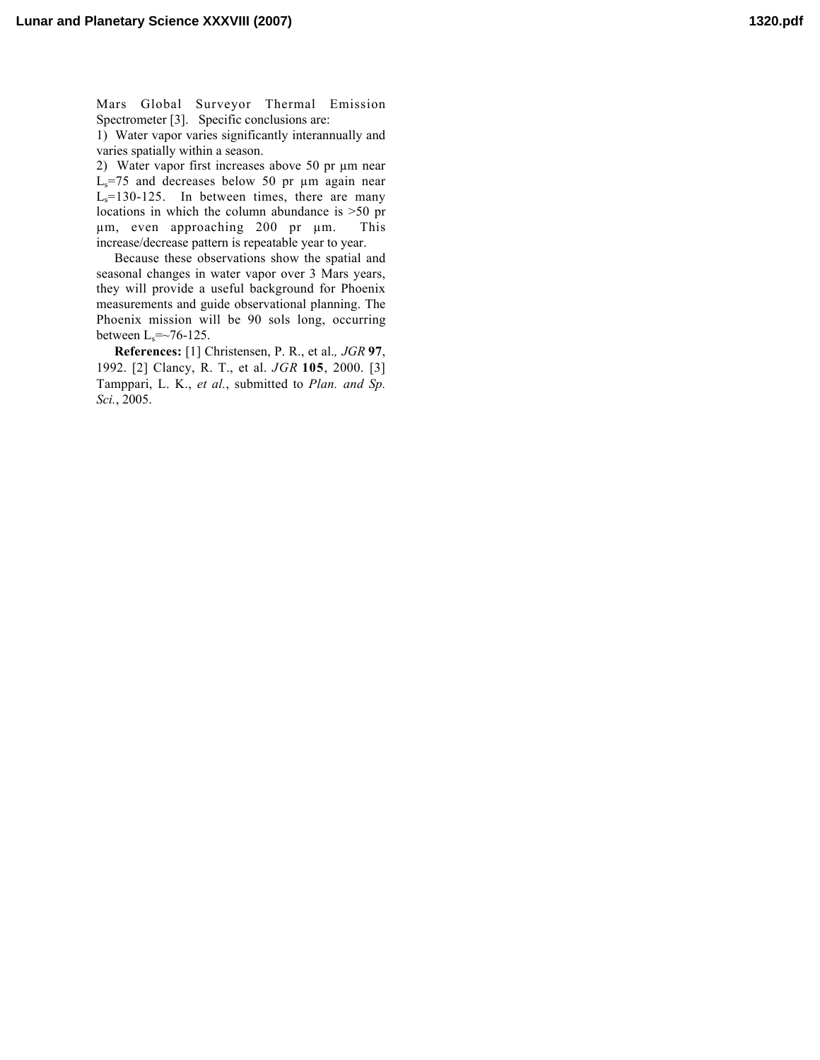Mars Global Surveyor Thermal Emission Spectrometer [3]. Specific conclusions are:

1) Water vapor varies significantly interannually and varies spatially within a season.

2) Water vapor first increases above 50 pr µm near $L_s$=75 and decreases below 50 pr µm again near $L_s$=130-125. In between times, there are many locations in which the column abundance is >50 pr µm, even approaching 200 pr µm. This increase/decrease pattern is repeatable year to year.

Because these observations show the spatial and seasonal changes in water vapor over 3 Mars years, they will provide a useful background for Phoenix measurements and guide observational planning. The Phoenix mission will be 90 sols long, occurring between $L_s$=~76-125.

**References:** [1] Christensen, P. R., et al., *JGR* **97**, 1992. [2] Clancy, R. T., et al. *JGR* **105**, 2000. [3] Tamppari, L. K., *et al.*, submitted to *Plan. and Sp. Sci.*, 2005.